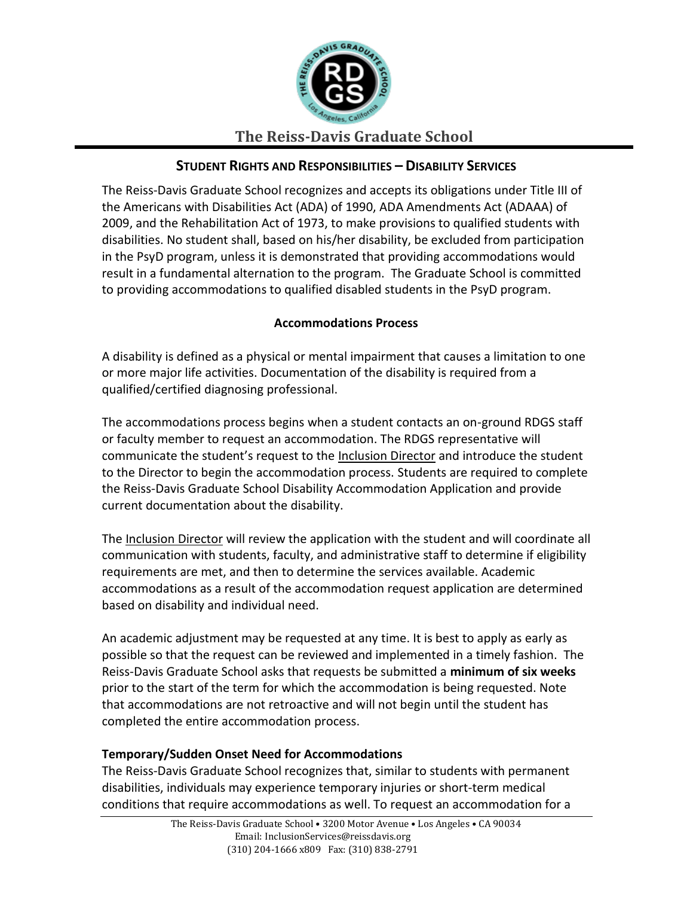# The Reiss-Davis Graduate School

## STUDENT RIGHTS AND RESPONSIBILITIES – DISABILITY SERVICES

The Reiss-Davis Graduate School recognizes and accepts its obligations under Title III of the Americans with Disabilities Act (ADA) of 1990, ADA Amendments Act (ADAAA) of 2009, and the Rehabilitation Act of 1973, to make provisions to qualified students with disabilities. No student shall, based on his/her disability, be excluded from participation in the PsyD program, unless it is demonstrated that providing accommodations would result in a fundamental alternation to the program. The Graduate School is committed to providing accommodations to qualified disabled students in the PsyD program.

### Accommodations Process

A disability is defined as a physical or mental impairment that causes a limitation to one or more major life activities. Documentation of the disability is required from a qualified/certified diagnosing professional.

The accommodations process begins when a student contacts an on-ground RDGS staff or faculty member to request an accommodation. The RDGS representative will communicate the student's request to the Inclusion Director and introduce the student to the Director to begin the accommodation process. Students are required to complete the Reiss-Davis Graduate School Disability Accommodation Application and provide current documentation about the disability.

The Inclusion Director will review the application with the student and will coordinate all communication with students, faculty, and administrative staff to determine if eligibility requirements are met, and then to determine the services available. Academic accommodations as a result of the accommodation request application are determined based on disability and individual need.

An academic adjustment may be requested at any time. It is best to apply as early as possible so that the request can be reviewed and implemented in a timely fashion. The Reiss-Davis Graduate School asks that requests be submitted a **minimum of six weeks** prior to the start of the term for which the accommodation is being requested. Note that accommodations are not retroactive and will not begin until the student has completed the entire accommodation process.

**Temporary/Sudden Onset Need for Accommodations**

The Reiss-Davis Graduate School recognizes that, similar to students with permanent disabilities, individuals may experience temporary injuries or short-term medical conditions that require accommodations as well. To request an accommodation for a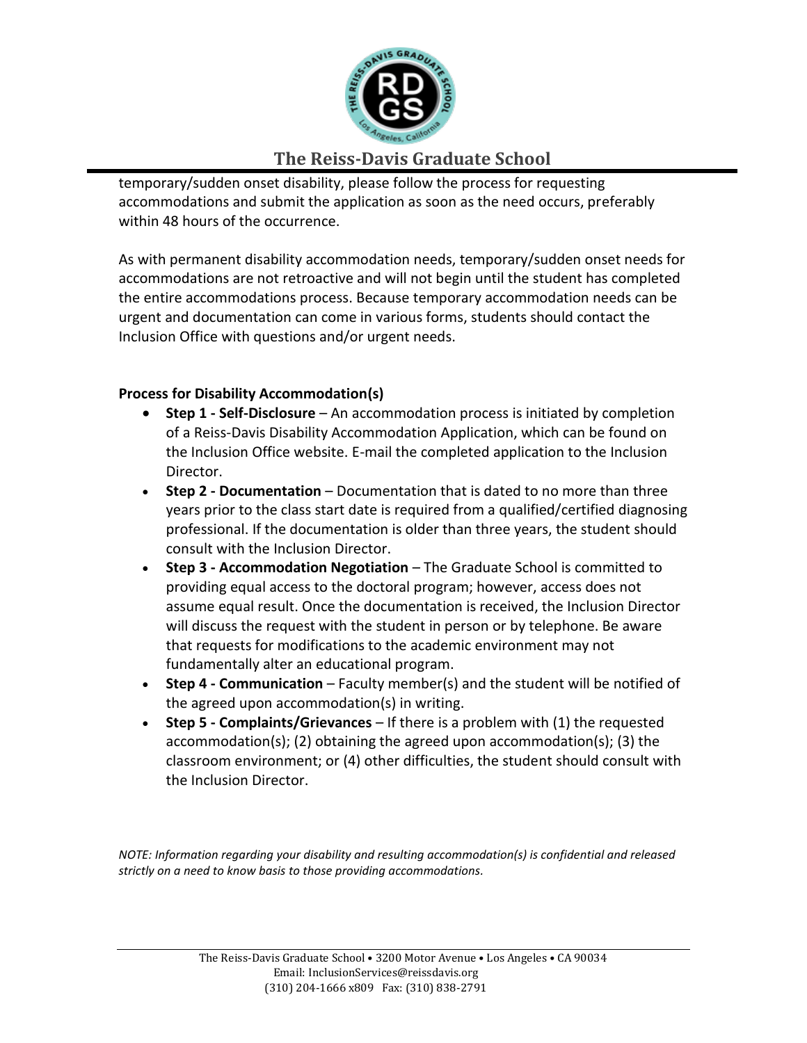temporary/sudden onset disability, please follow the process for requesting accommodations and submit the application as soon as the need occurs, preferably within 48 hours of the occurrence.

As with permanent disability accommodation needs, temporary/sudden onset needs for accommodations are not retroactive and will not begin until the student has completed the entire accommodations process. Because temporary accommodation needs can be urgent and documentation can come in various forms, students should contact the Inclusion Office with questions and/or urgent needs.

**Process for Disability Accommodation(s)**

- **Step 1 - Self-Disclosure** – An accommodation process is initiated by completion of a Reiss-Davis Disability Accommodation Application, which can be found on the Inclusion Office website. E-mail the completed application to the Inclusion Director.
- **Step 2 - Documentation** – Documentation that is dated to no more than three years prior to the class start date is required from a qualified/certified diagnosing professional. If the documentation is older than three years, the student should consult with the Inclusion Director.
- **Step 3 - Accommodation Negotiation** – The Graduate School is committed to providing equal access to the doctoral program; however, access does not assume equal result. Once the documentation is received, the Inclusion Director will discuss the request with the student in person or by telephone. Be aware that requests for modifications to the academic environment may not fundamentally alter an educational program.
- **Step 4 - Communication** – Faculty member(s) and the student will be notified of the agreed upon accommodation(s) in writing.
- **Step 5 - Complaints/Grievances** – If there is a problem with (1) the requested accommodation(s); (2) obtaining the agreed upon accommodation(s); (3) the classroom environment; or (4) other difficulties, the student should consult with the Inclusion Director.

*NOTE: Information regarding your disability and resulting accommodation(s) is confidential and released strictly on a need to know basis to those providing accommodations.*